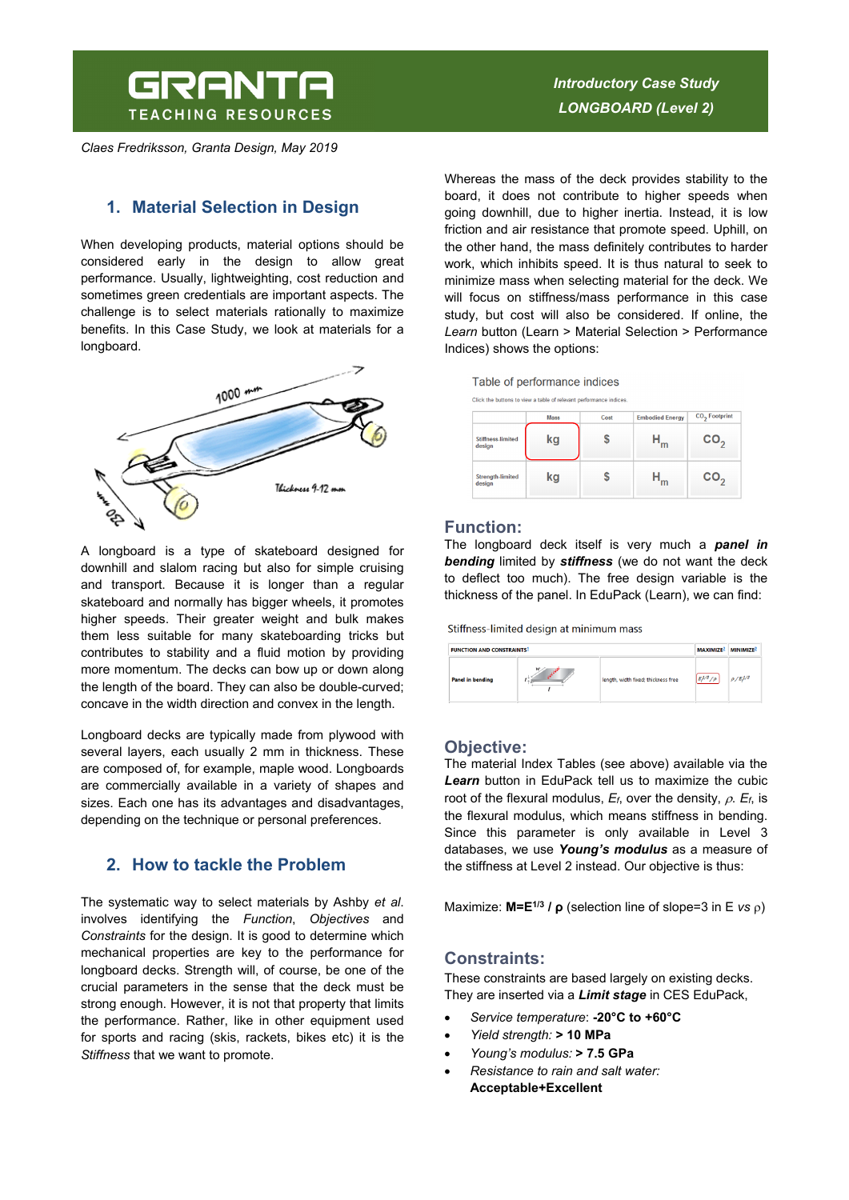GRANTA TEACHING RESOURCES

*Introductory Case Study*
*LONGBOARD (Level 2)*

*Claes Fredriksson, Granta Design, May 2019*

## 1. Material Selection in Design

When developing products, material options should be considered early in the design to allow great performance. Usually, lightweighting, cost reduction and sometimes green credentials are important aspects. The challenge is to select materials rationally to maximize benefits. In this Case Study, we look at materials for a longboard.

A longboard is a type of skateboard designed for downhill and slalom racing but also for simple cruising and transport. Because it is longer than a regular skateboard and normally has bigger wheels, it promotes higher speeds. Their greater weight and bulk makes them less suitable for many skateboarding tricks but contributes to stability and a fluid motion by providing more momentum. The decks can bow up or down along the length of the board. They can also be double-curved; concave in the width direction and convex in the length.

Longboard decks are typically made from plywood with several layers, each usually 2 mm in thickness. These are composed of, for example, maple wood. Longboards are commercially available in a variety of shapes and sizes. Each one has its advantages and disadvantages, depending on the technique or personal preferences.

## 2. How to tackle the Problem

The systematic way to select materials by Ashby *et al.* involves identifying the *Function*, *Objectives* and *Constraints* for the design. It is good to determine which mechanical properties are key to the performance for longboard decks. Strength will, of course, be one of the crucial parameters in the sense that the deck must be strong enough. However, it is not that property that limits the performance. Rather, like in other equipment used for sports and racing (skis, rackets, bikes etc) it is the *Stiffness* that we want to promote.

Whereas the mass of the deck provides stability to the board, it does not contribute to higher speeds when going downhill, due to higher inertia. Instead, it is low friction and air resistance that promote speed. Uphill, on the other hand, the mass definitely contributes to harder work, which inhibits speed. It is thus natural to seek to minimize mass when selecting material for the deck. We will focus on stiffness/mass performance in this case study, but cost will also be considered. If online, the *Learn* button (Learn > Material Selection > Performance Indices) shows the options:

Table of performance indices

Click the buttons to view a table of relevant performance indices.

| | Mass | Cost | Embodied Energy | $CO_2$ Footprint |
|---|---|---|---|---|
| Stiffness-limited design | kg | $ | $H_m$ | $CO_2$ |
| Strength-limited design | kg | $ | $H_m$ | $CO_2$ |

### Function:

The longboard deck itself is very much a ***panel in bending*** limited by ***stiffness*** (we do not want the deck to deflect too much). The free design variable is the thickness of the panel. In EduPack (Learn), we can find:

Stiffness-limited design at minimum mass

| FUNCTION AND CONSTRAINTS | | | MAXIMIZE | MINIMIZE |
|---|---|---|---|---|
| Panel in bending | | length, width fixed; thickness free | $E_f^{1/3}/\rho$ | $\rho/E_f^{1/3}$ |

### Objective:

The material Index Tables (see above) available via the ***Learn*** button in EduPack tell us to maximize the cubic root of the flexural modulus, $E_f$, over the density, $\rho$. $E_f$, is the flexural modulus, which means stiffness in bending. Since this parameter is only available in Level 3 databases, we use ***Young's modulus*** as a measure of the stiffness at Level 2 instead. Our objective is thus:

Maximize: $\mathbf{M=E^{1/3} / \rho}$ (selection line of slope=3 in E *vs* $\rho$)

### Constraints:

These constraints are based largely on existing decks. They are inserted via a ***Limit stage*** in CES EduPack,

- *Service temperature*: **-20°C to +60°C**
- *Yield strength:* **> 10 MPa**
- *Young's modulus:* **> 7.5 GPa**
- *Resistance to rain and salt water:* **Acceptable+Excellent**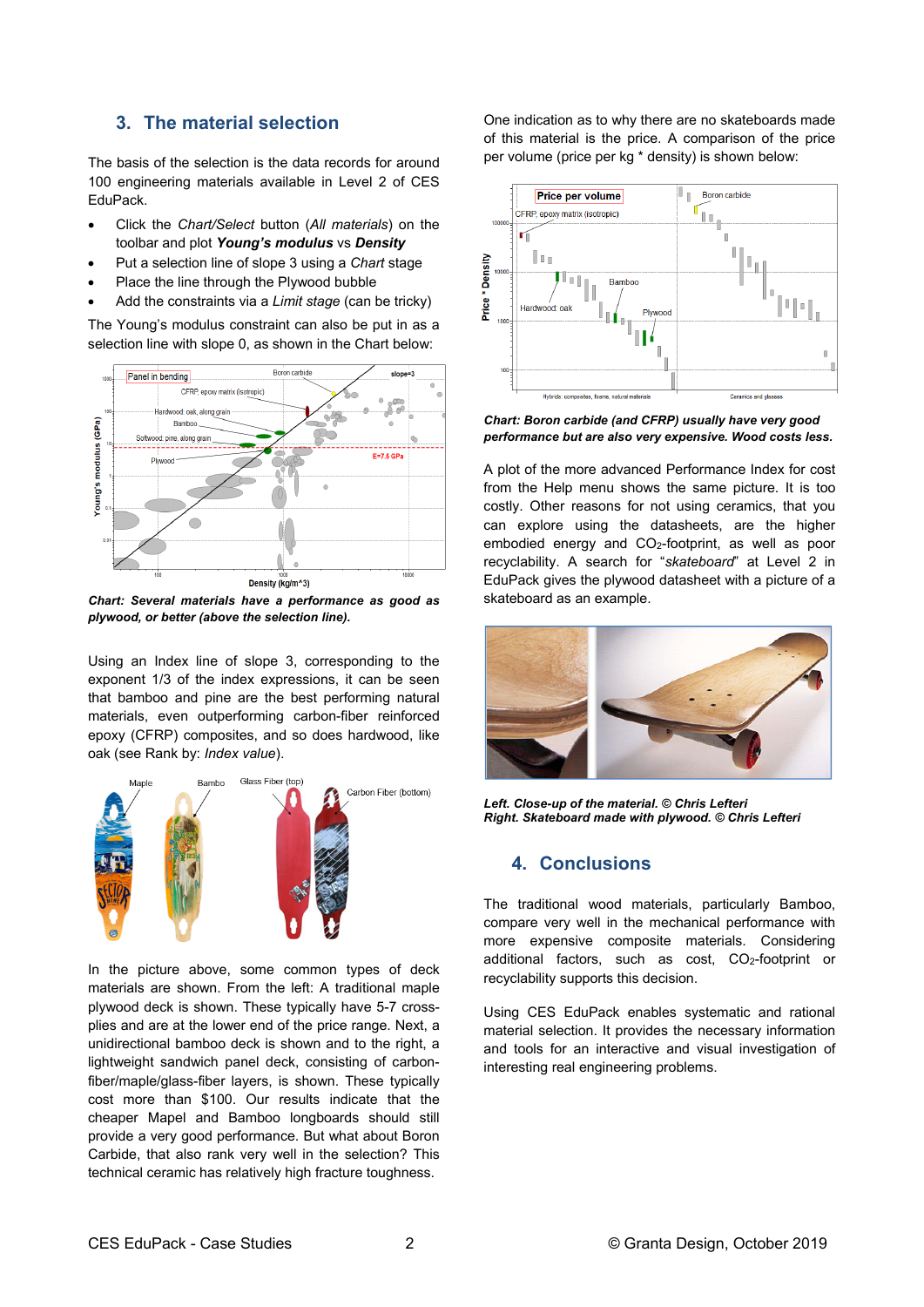## 3. The material selection

The basis of the selection is the data records for around 100 engineering materials available in Level 2 of CES EduPack.

- Click the *Chart/Select* button (*All materials*) on the toolbar and plot ***Young's modulus*** vs ***Density***
- Put a selection line of slope 3 using a *Chart* stage
- Place the line through the Plywood bubble
- Add the constraints via a *Limit stage* (can be tricky)

The Young's modulus constraint can also be put in as a selection line with slope 0, as shown in the Chart below:

Panel in bending
Boron carbide
slope=3
CFRP, epoxy matrix (isotropic)
Hardwood: oak, along grain
Bamboo
Softwood: pine, along grain
Plywood
E=7.5 GPa
Young's modulus (GPa)
Density (kg/m^3)

***Chart: Several materials have a performance as good as plywood, or better (above the selection line).***

Using an Index line of slope 3, corresponding to the exponent 1/3 of the index expressions, it can be seen that bamboo and pine are the best performing natural materials, even outperforming carbon-fiber reinforced epoxy (CFRP) composites, and so does hardwood, like oak (see Rank by: *Index value*).

Maple
Bambo
Glass Fiber (top)
Carbon Fiber (bottom)

In the picture above, some common types of deck materials are shown. From the left: A traditional maple plywood deck is shown. These typically have 5-7 cross-plies and are at the lower end of the price range. Next, a unidirectional bamboo deck is shown and to the right, a lightweight sandwich panel deck, consisting of carbon-fiber/maple/glass-fiber layers, is shown. These typically cost more than $100. Our results indicate that the cheaper Mapel and Bamboo longboards should still provide a very good performance. But what about Boron Carbide, that also rank very well in the selection? This technical ceramic has relatively high fracture toughness.

One indication as to why there are no skateboards made of this material is the price. A comparison of the price per volume (price per kg * density) is shown below:

Price per volume
Boron carbide
CFRP, epoxy matrix (isotropic)
Bamboo
Hardwood: oak
Plywood
Price * Density
Hybrids: composites, foams, natural materials
Ceramics and glasses

***Chart: Boron carbide (and CFRP) usually have very good performance but are also very expensive. Wood costs less.***

A plot of the more advanced Performance Index for cost from the Help menu shows the same picture. It is too costly. Other reasons for not using ceramics, that you can explore using the datasheets, are the higher embodied energy and $CO_2$-footprint, as well as poor recyclability. A search for "*skateboard*" at Level 2 in EduPack gives the plywood datasheet with a picture of a skateboard as an example.

***Left. Close-up of the material. © Chris Lefteri***
***Right. Skateboard made with plywood. © Chris Lefteri***

## 4. Conclusions

The traditional wood materials, particularly Bamboo, compare very well in the mechanical performance with more expensive composite materials. Considering additional factors, such as cost, $CO_2$-footprint or recyclability supports this decision.

Using CES EduPack enables systematic and rational material selection. It provides the necessary information and tools for an interactive and visual investigation of interesting real engineering problems.